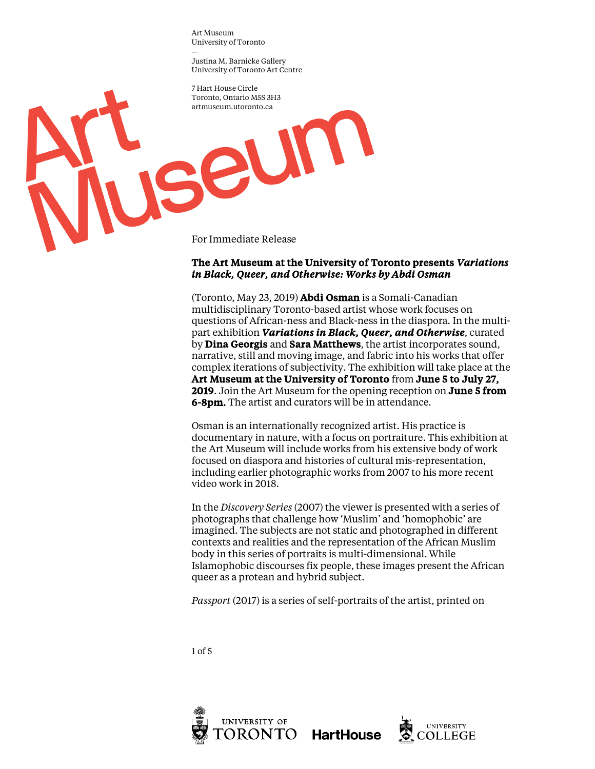Art Museum
University of Toronto
—
Justina M. Barnicke Gallery
University of Toronto Art Centre

7 Hart House Circle
Toronto, Ontario M5S 3H3
artmuseum.utoronto.ca

For Immediate Release

**The Art Museum at the University of Toronto presents *Variations in Black, Queer, and Otherwise: Works by Abdi Osman***

(Toronto, May 23, 2019) **Abdi Osman** is a Somali-Canadian multidisciplinary Toronto-based artist whose work focuses on questions of African-ness and Black-ness in the diaspora. In the multi-part exhibition ***Variations in Black, Queer, and Otherwise***, curated by **Dina Georgis** and **Sara Matthews**, the artist incorporates sound, narrative, still and moving image, and fabric into his works that offer complex iterations of subjectivity. The exhibition will take place at the **Art Museum at the University of Toronto** from **June 5 to July 27, 2019**. Join the Art Museum for the opening reception on **June 5 from 6-8pm.** The artist and curators will be in attendance.

Osman is an internationally recognized artist. His practice is documentary in nature, with a focus on portraiture. This exhibition at the Art Museum will include works from his extensive body of work focused on diaspora and histories of cultural mis-representation, including earlier photographic works from 2007 to his more recent video work in 2018.

In the *Discovery Series* (2007) the viewer is presented with a series of photographs that challenge how 'Muslim' and 'homophobic' are imagined. The subjects are not static and photographed in different contexts and realities and the representation of the African Muslim body in this series of portraits is multi-dimensional. While Islamophobic discourses fix people, these images present the African queer as a protean and hybrid subject.

*Passport* (2017) is a series of self-portraits of the artist, printed on

UNIVERSITY OF TORONTO HartHouse UNIVERSITY COLLEGE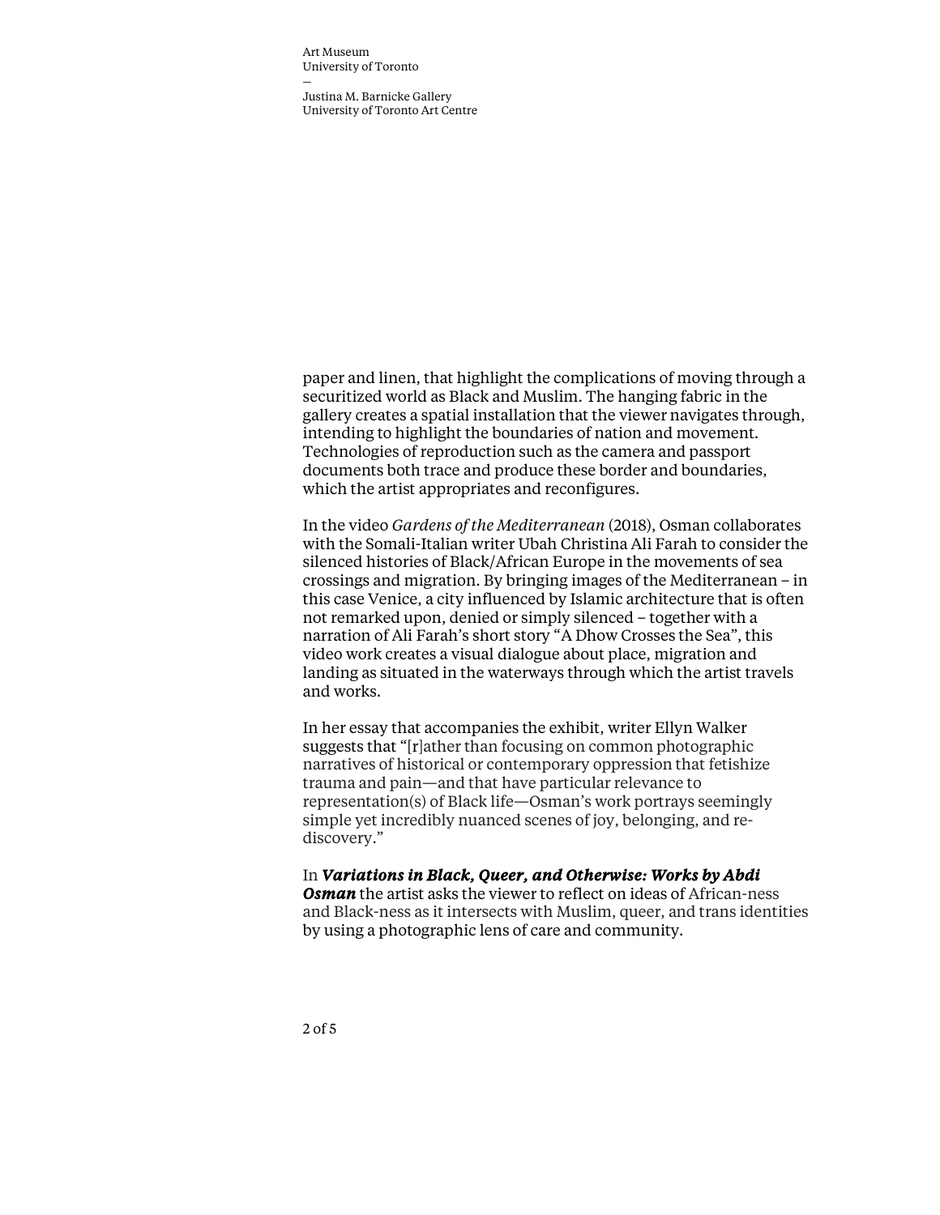paper and linen, that highlight the complications of moving through a securitized world as Black and Muslim. The hanging fabric in the gallery creates a spatial installation that the viewer navigates through, intending to highlight the boundaries of nation and movement. Technologies of reproduction such as the camera and passport documents both trace and produce these border and boundaries, which the artist appropriates and reconfigures.

In the video *Gardens of the Mediterranean* (2018), Osman collaborates with the Somali-Italian writer Ubah Christina Ali Farah to consider the silenced histories of Black/African Europe in the movements of sea crossings and migration. By bringing images of the Mediterranean – in this case Venice, a city influenced by Islamic architecture that is often not remarked upon, denied or simply silenced – together with a narration of Ali Farah's short story "A Dhow Crosses the Sea", this video work creates a visual dialogue about place, migration and landing as situated in the waterways through which the artist travels and works.

In her essay that accompanies the exhibit, writer Ellyn Walker suggests that "[r]ather than focusing on common photographic narratives of historical or contemporary oppression that fetishize trauma and pain—and that have particular relevance to representation(s) of Black life—Osman's work portrays seemingly simple yet incredibly nuanced scenes of joy, belonging, and re-discovery."

In ***Variations in Black, Queer, and Otherwise: Works by Abdi Osman*** the artist asks the viewer to reflect on ideas of African-ness and Black-ness as it intersects with Muslim, queer, and trans identities by using a photographic lens of care and community.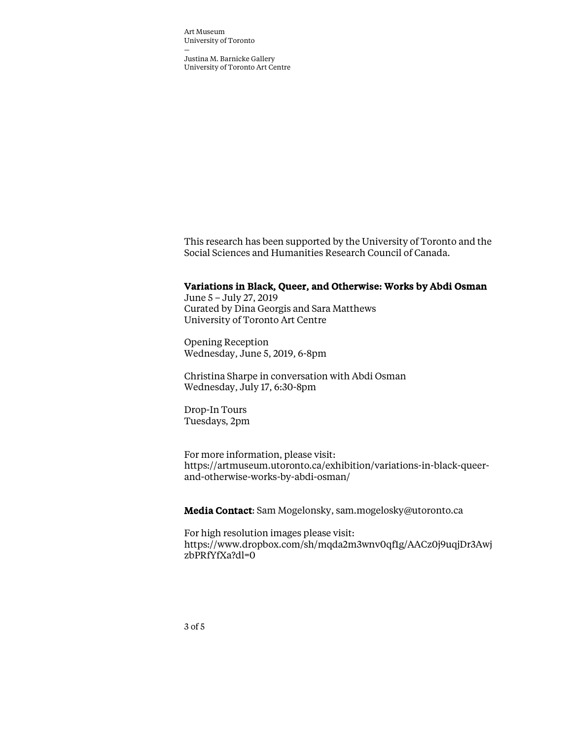This research has been supported by the University of Toronto and the Social Sciences and Humanities Research Council of Canada.

**Variations in Black, Queer, and Otherwise: Works by Abdi Osman**
June 5 – July 27, 2019
Curated by Dina Georgis and Sara Matthews
University of Toronto Art Centre

Opening Reception
Wednesday, June 5, 2019, 6-8pm

Christina Sharpe in conversation with Abdi Osman
Wednesday, July 17, 6:30-8pm

Drop-In Tours
Tuesdays, 2pm

For more information, please visit:
https://artmuseum.utoronto.ca/exhibition/variations-in-black-queer-and-otherwise-works-by-abdi-osman/

**Media Contact**: Sam Mogelonsky, sam.mogelosky@utoronto.ca

For high resolution images please visit:
https://www.dropbox.com/sh/mqda2m3wnv0qf1g/AACz0j9uqjDr3AwjzbPRfYfXa?dl=0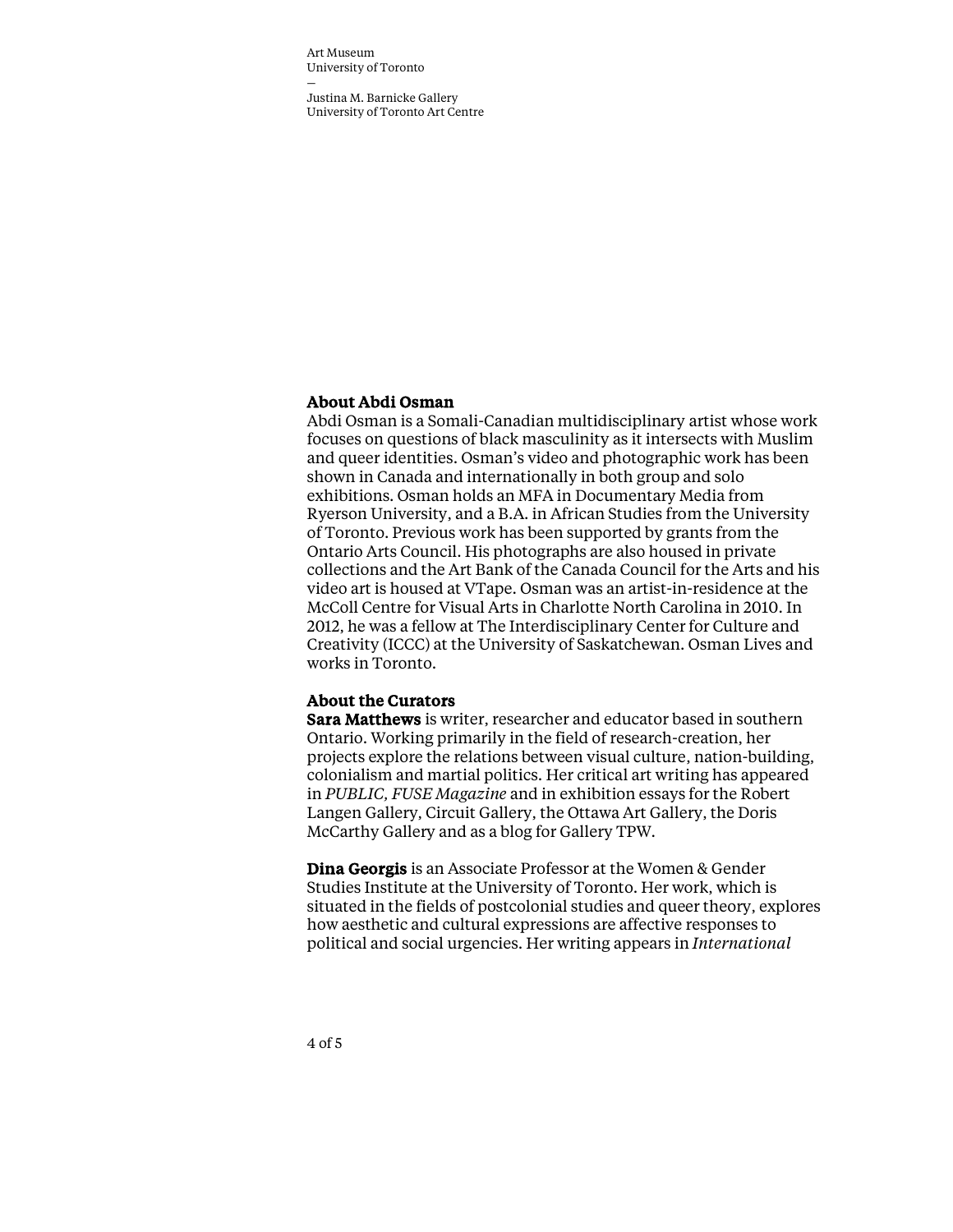## About Abdi Osman

Abdi Osman is a Somali-Canadian multidisciplinary artist whose work focuses on questions of black masculinity as it intersects with Muslim and queer identities. Osman's video and photographic work has been shown in Canada and internationally in both group and solo exhibitions. Osman holds an MFA in Documentary Media from Ryerson University, and a B.A. in African Studies from the University of Toronto. Previous work has been supported by grants from the Ontario Arts Council. His photographs are also housed in private collections and the Art Bank of the Canada Council for the Arts and his video art is housed at VTape. Osman was an artist-in-residence at the McColl Centre for Visual Arts in Charlotte North Carolina in 2010. In 2012, he was a fellow at The Interdisciplinary Center for Culture and Creativity (ICCC) at the University of Saskatchewan. Osman Lives and works in Toronto.

## About the Curators

**Sara Matthews** is writer, researcher and educator based in southern Ontario. Working primarily in the field of research-creation, her projects explore the relations between visual culture, nation-building, colonialism and martial politics. Her critical art writing has appeared in *PUBLIC, FUSE Magazine* and in exhibition essays for the Robert Langen Gallery, Circuit Gallery, the Ottawa Art Gallery, the Doris McCarthy Gallery and as a blog for Gallery TPW.

**Dina Georgis** is an Associate Professor at the Women & Gender Studies Institute at the University of Toronto. Her work, which is situated in the fields of postcolonial studies and queer theory, explores how aesthetic and cultural expressions are affective responses to political and social urgencies. Her writing appears in *International*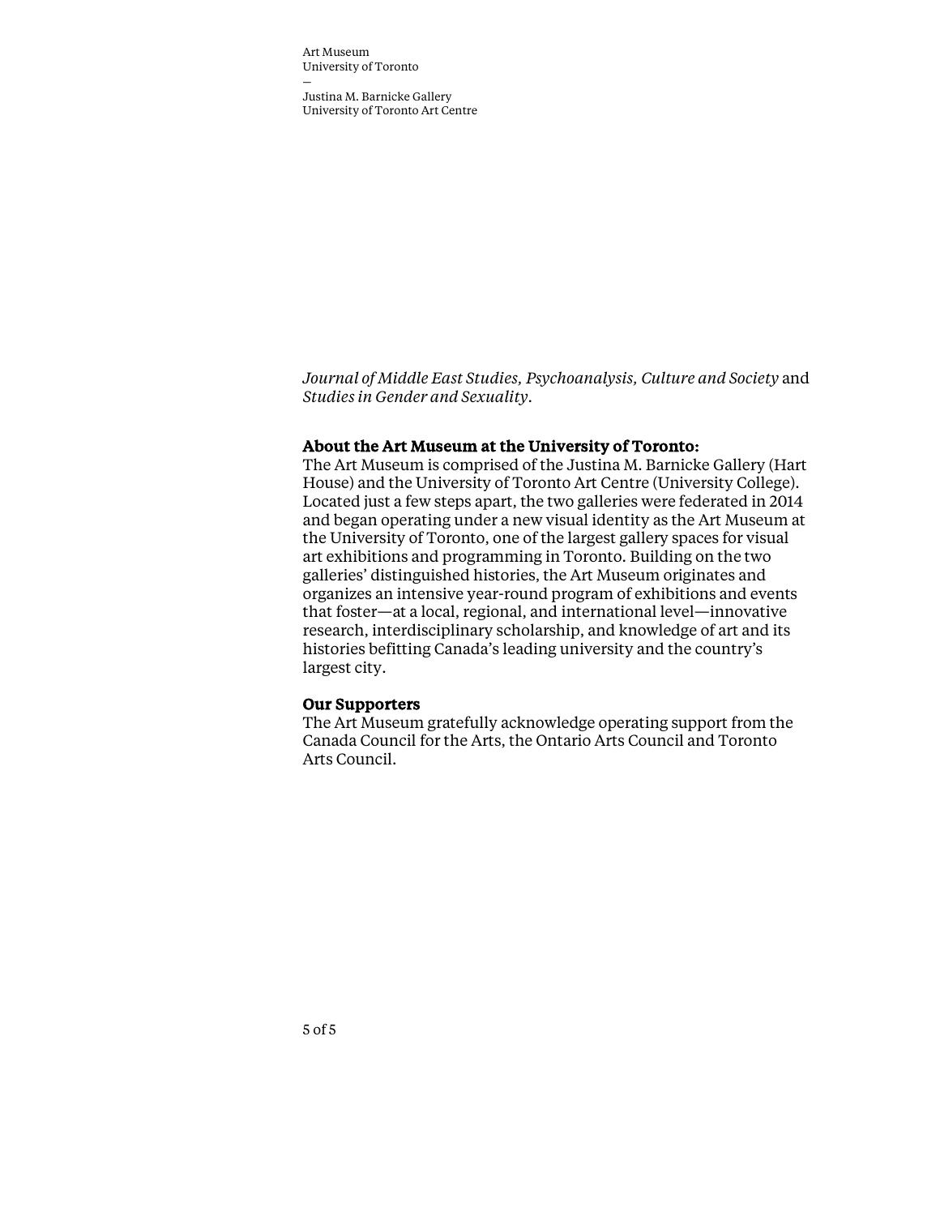*Journal of Middle East Studies, Psychoanalysis, Culture and Society* and *Studies in Gender and Sexuality*.

**About the Art Museum at the University of Toronto:**
The Art Museum is comprised of the Justina M. Barnicke Gallery (Hart House) and the University of Toronto Art Centre (University College). Located just a few steps apart, the two galleries were federated in 2014 and began operating under a new visual identity as the Art Museum at the University of Toronto, one of the largest gallery spaces for visual art exhibitions and programming in Toronto. Building on the two galleries' distinguished histories, the Art Museum originates and organizes an intensive year-round program of exhibitions and events that foster—at a local, regional, and international level—innovative research, interdisciplinary scholarship, and knowledge of art and its histories befitting Canada's leading university and the country's largest city.

**Our Supporters**
The Art Museum gratefully acknowledge operating support from the Canada Council for the Arts, the Ontario Arts Council and Toronto Arts Council.